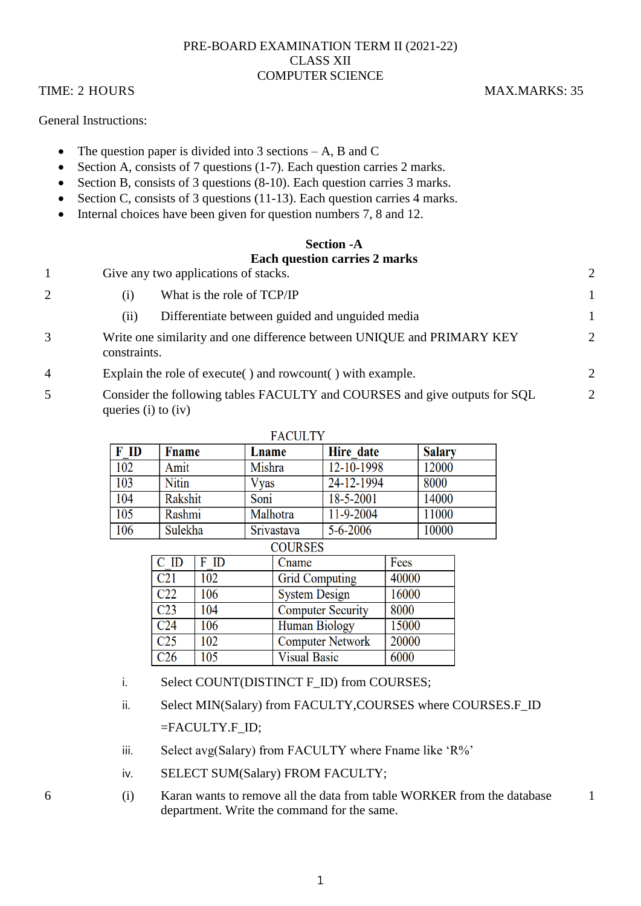PRE-BOARD EXAMINATION TERM II (2021-22)
CLASS XII
COMPUTER SCIENCE

TIME: 2 HOURS MAX.MARKS: 35

General Instructions:

- The question paper is divided into 3 sections – A, B and C
- Section A, consists of 7 questions (1-7). Each question carries 2 marks.
- Section B, consists of 3 questions (8-10). Each question carries 3 marks.
- Section C, consists of 3 questions (11-13). Each question carries 4 marks.
- Internal choices have been given for question numbers 7, 8 and 12.

## Section -A
### Each question carries 2 marks

1. Give any two applications of stacks. **2**

2. (i) What is the role of TCP/IP **1**

   (ii) Differentiate between guided and unguided media **1**

3. Write one similarity and one difference between UNIQUE and PRIMARY KEY constraints. **2**

4. Explain the role of execute( ) and rowcount( ) with example. **2**

5. Consider the following tables FACULTY and COURSES and give outputs for SQL queries (i) to (iv) **2**

FACULTY

| F_ID | Fname | Lname | Hire_date | Salary |
|---|---|---|---|---|
| 102 | Amit | Mishra | 12-10-1998 | 12000 |
| 103 | Nitin | Vyas | 24-12-1994 | 8000 |
| 104 | Rakshit | Soni | 18-5-2001 | 14000 |
| 105 | Rashmi | Malhotra | 11-9-2004 | 11000 |
| 106 | Sulekha | Srivastava | 5-6-2006 | 10000 |

COURSES

| C_ID | F_ID | Cname | Fees |
|---|---|---|---|
| C21 | 102 | Grid Computing | 40000 |
| C22 | 106 | System Design | 16000 |
| C23 | 104 | Computer Security | 8000 |
| C24 | 106 | Human Biology | 15000 |
| C25 | 102 | Computer Network | 20000 |
| C26 | 105 | Visual Basic | 6000 |

   i. Select COUNT(DISTINCT F_ID) from COURSES;

   ii. Select MIN(Salary) from FACULTY,COURSES where COURSES.F_ID =FACULTY.F_ID;

   iii. Select avg(Salary) from FACULTY where Fname like 'R%'

   iv. SELECT SUM(Salary) FROM FACULTY;

6. (i) Karan wants to remove all the data from table WORKER from the database department. Write the command for the same. **1**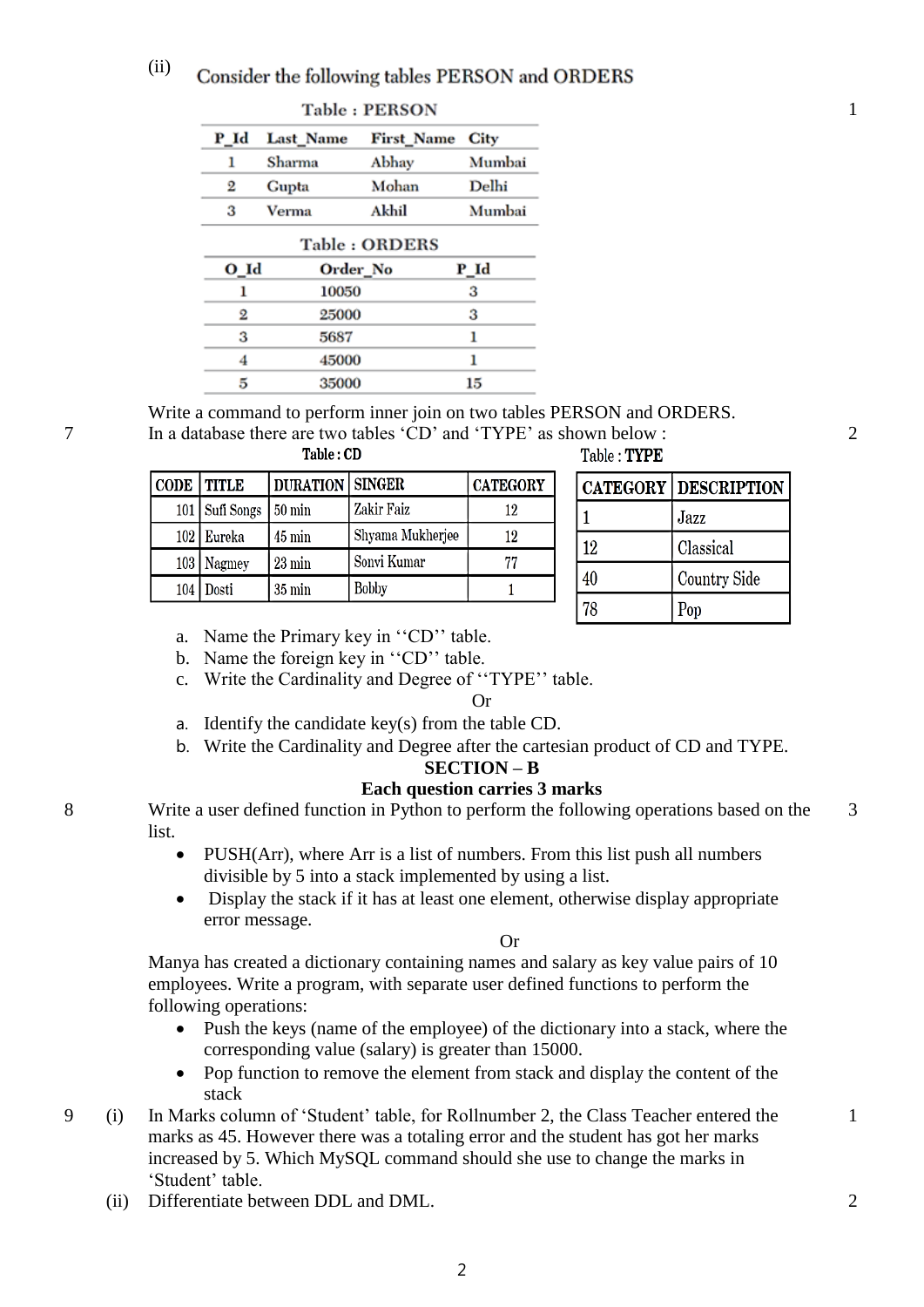(ii) Consider the following tables PERSON and ORDERS — 1

Table : PERSON

| P_Id | Last_Name | First_Name | City |
|---|---|---|---|
| 1 | Sharma | Abhay | Mumbai |
| 2 | Gupta | Mohan | Delhi |
| 3 | Verma | Akhil | Mumbai |

Table : ORDERS

| O_Id | Order_No | P_Id |
|---|---|---|
| 1 | 10050 | 3 |
| 2 | 25000 | 3 |
| 3 | 5687 | 1 |
| 4 | 45000 | 1 |
| 5 | 35000 | 15 |

Write a command to perform inner join on two tables PERSON and ORDERS.

7 In a database there are two tables 'CD' and 'TYPE' as shown below : — 2

Table : CD

| CODE | TITLE | DURATION | SINGER | CATEGORY |
|---|---|---|---|---|
| 101 | Sufi Songs | 50 min | Zakir Faiz | 12 |
| 102 | Eureka | 45 min | Shyama Mukherjee | 12 |
| 103 | Nagmey | 23 min | Sonvi Kumar | 77 |
| 104 | Dosti | 35 min | Bobby | 1 |

Table : TYPE

| CATEGORY | DESCRIPTION |
|---|---|
| 1 | Jazz |
| 12 | Classical |
| 40 | Country Side |
| 78 | Pop |

a. Name the Primary key in ''CD'' table.
b. Name the foreign key in ''CD'' table.
c. Write the Cardinality and Degree of ''TYPE'' table.

Or

a. Identify the candidate key(s) from the table CD.
b. Write the Cardinality and Degree after the cartesian product of CD and TYPE.

## SECTION – B

### Each question carries 3 marks

8 Write a user defined function in Python to perform the following operations based on the list. — 3

- PUSH(Arr), where Arr is a list of numbers. From this list push all numbers divisible by 5 into a stack implemented by using a list.
- Display the stack if it has at least one element, otherwise display appropriate error message.

Or

Manya has created a dictionary containing names and salary as key value pairs of 10 employees. Write a program, with separate user defined functions to perform the following operations:

- Push the keys (name of the employee) of the dictionary into a stack, where the corresponding value (salary) is greater than 15000.
- Pop function to remove the element from stack and display the content of the stack

9 (i) In Marks column of 'Student' table, for Rollnumber 2, the Class Teacher entered the marks as 45. However there was a totaling error and the student has got her marks increased by 5. Which MySQL command should she use to change the marks in 'Student' table. — 1

(ii) Differentiate between DDL and DML. — 2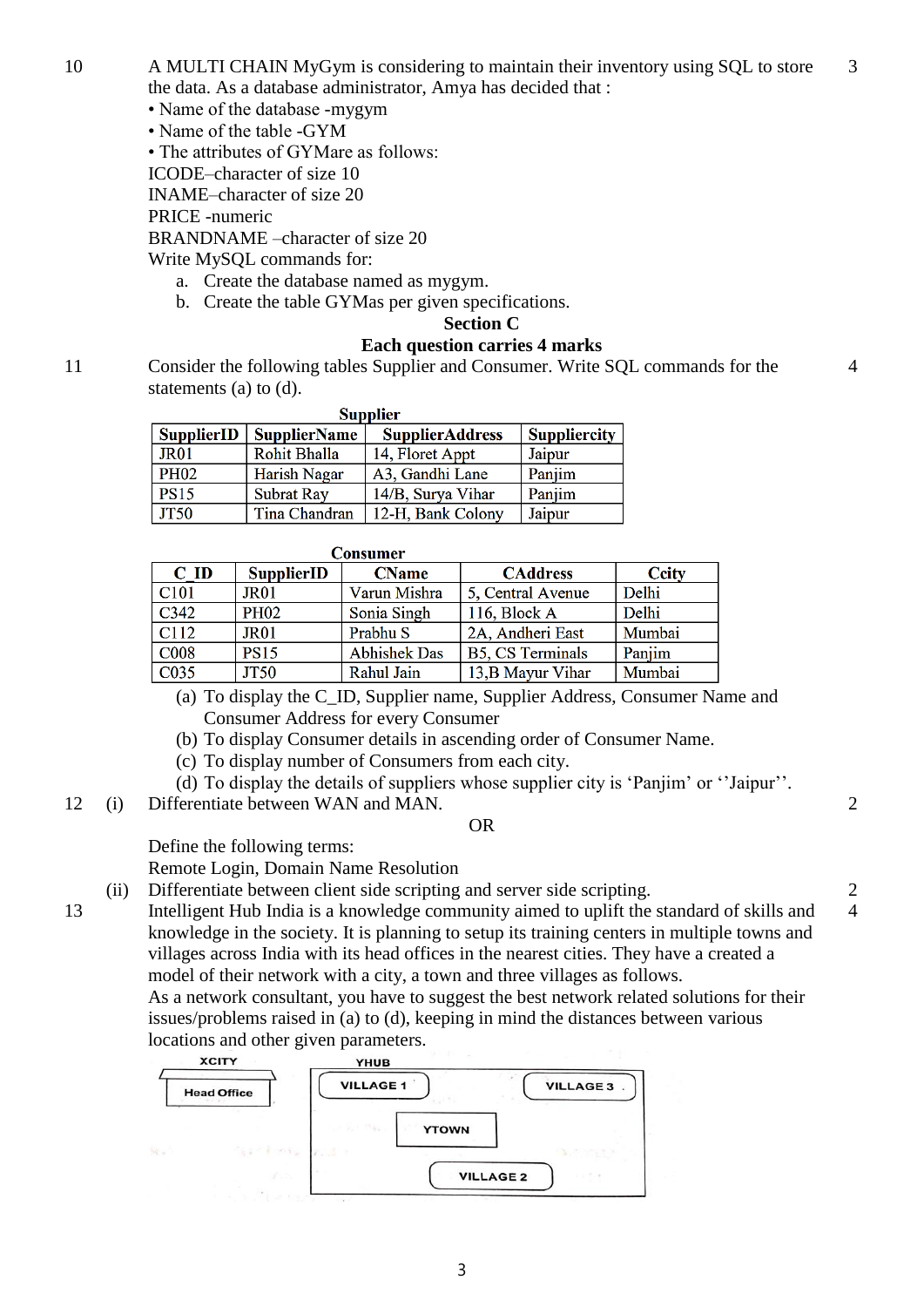10 A MULTI CHAIN MyGym is considering to maintain their inventory using SQL to store the data. As a database administrator, Amya has decided that : **3**

- Name of the database -mygym
- Name of the table -GYM
- The attributes of GYMare as follows:

ICODE–character of size 10
INAME–character of size 20
PRICE -numeric
BRANDNAME –character of size 20

Write MySQL commands for:

a. Create the database named as mygym.
b. Create the table GYMas per given specifications.

## Section C

### Each question carries 4 marks

11 Consider the following tables Supplier and Consumer. Write SQL commands for the statements (a) to (d). **4**

**Supplier**

| SupplierID | SupplierName | SupplierAddress | Suppliercity |
|---|---|---|---|
| JR01 | Rohit Bhalla | 14, Floret Appt | Jaipur |
| PH02 | Harish Nagar | A3, Gandhi Lane | Panjim |
| PS15 | Subrat Ray | 14/B, Surya Vihar | Panjim |
| JT50 | Tina Chandran | 12-H, Bank Colony | Jaipur |

**Consumer**

| C_ID | SupplierID | CName | CAddress | Ccity |
|---|---|---|---|---|
| C101 | JR01 | Varun Mishra | 5, Central Avenue | Delhi |
| C342 | PH02 | Sonia Singh | 116, Block A | Delhi |
| C112 | JR01 | Prabhu S | 2A, Andheri East | Mumbai |
| C008 | PS15 | Abhishek Das | B5, CS Terminals | Panjim |
| C035 | JT50 | Rahul Jain | 13,B Mayur Vihar | Mumbai |

(a) To display the C_ID, Supplier name, Supplier Address, Consumer Name and Consumer Address for every Consumer
(b) To display Consumer details in ascending order of Consumer Name.
(c) To display number of Consumers from each city.
(d) To display the details of suppliers whose supplier city is 'Panjim' or ''Jaipur''.

12 (i) Differentiate between WAN and MAN. **2**

OR

Define the following terms:
Remote Login, Domain Name Resolution

(ii) Differentiate between client side scripting and server side scripting. **2**

13 Intelligent Hub India is a knowledge community aimed to uplift the standard of skills and knowledge in the society. It is planning to setup its training centers in multiple towns and villages across India with its head offices in the nearest cities. They have a created a model of their network with a city, a town and three villages as follows. **4**

As a network consultant, you have to suggest the best network related solutions for their issues/problems raised in (a) to (d), keeping in mind the distances between various locations and other given parameters.

XCITY: Head Office

YHUB: VILLAGE 1, VILLAGE 3, YTOWN, VILLAGE 2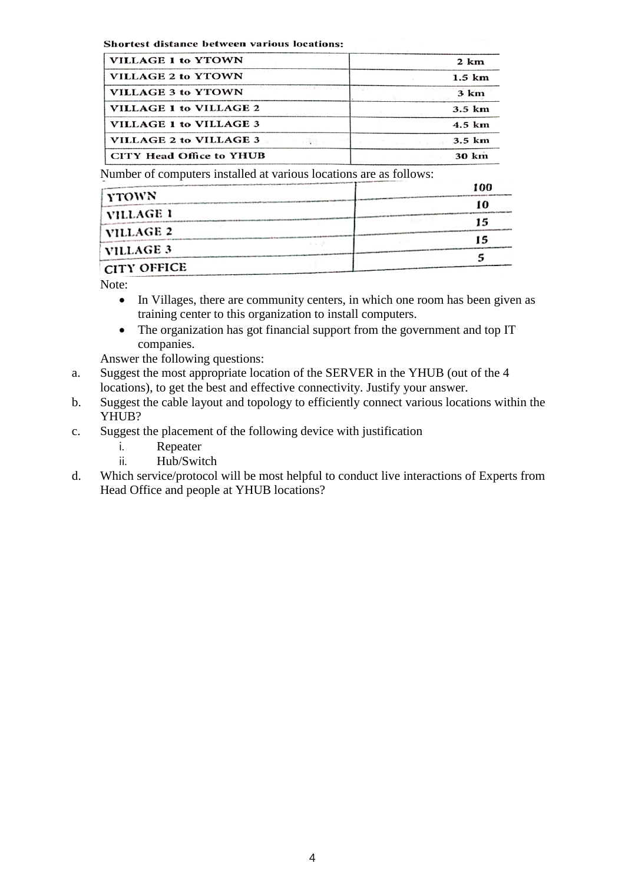**Shortest distance between various locations:**

| | |
|---|---|
| VILLAGE 1 to YTOWN | 2 km |
| VILLAGE 2 to YTOWN | 1.5 km |
| VILLAGE 3 to YTOWN | 3 km |
| VILLAGE 1 to VILLAGE 2 | 3.5 km |
| VILLAGE 1 to VILLAGE 3 | 4.5 km |
| VILLAGE 2 to VILLAGE 3 | 3.5 km |
| CITY Head Office to YHUB | 30 km |

Number of computers installed at various locations are as follows:

| | |
|---|---|
| YTOWN | 100 |
| VILLAGE 1 | 10 |
| VILLAGE 2 | 15 |
| VILLAGE 3 | 15 |
| CITY OFFICE | 5 |

Note:

- In Villages, there are community centers, in which one room has been given as training center to this organization to install computers.
- The organization has got financial support from the government and top IT companies.

Answer the following questions:

a. Suggest the most appropriate location of the SERVER in the YHUB (out of the 4 locations), to get the best and effective connectivity. Justify your answer.

b. Suggest the cable layout and topology to efficiently connect various locations within the YHUB?

c. Suggest the placement of the following device with justification
   i. Repeater
   ii. Hub/Switch

d. Which service/protocol will be most helpful to conduct live interactions of Experts from Head Office and people at YHUB locations?